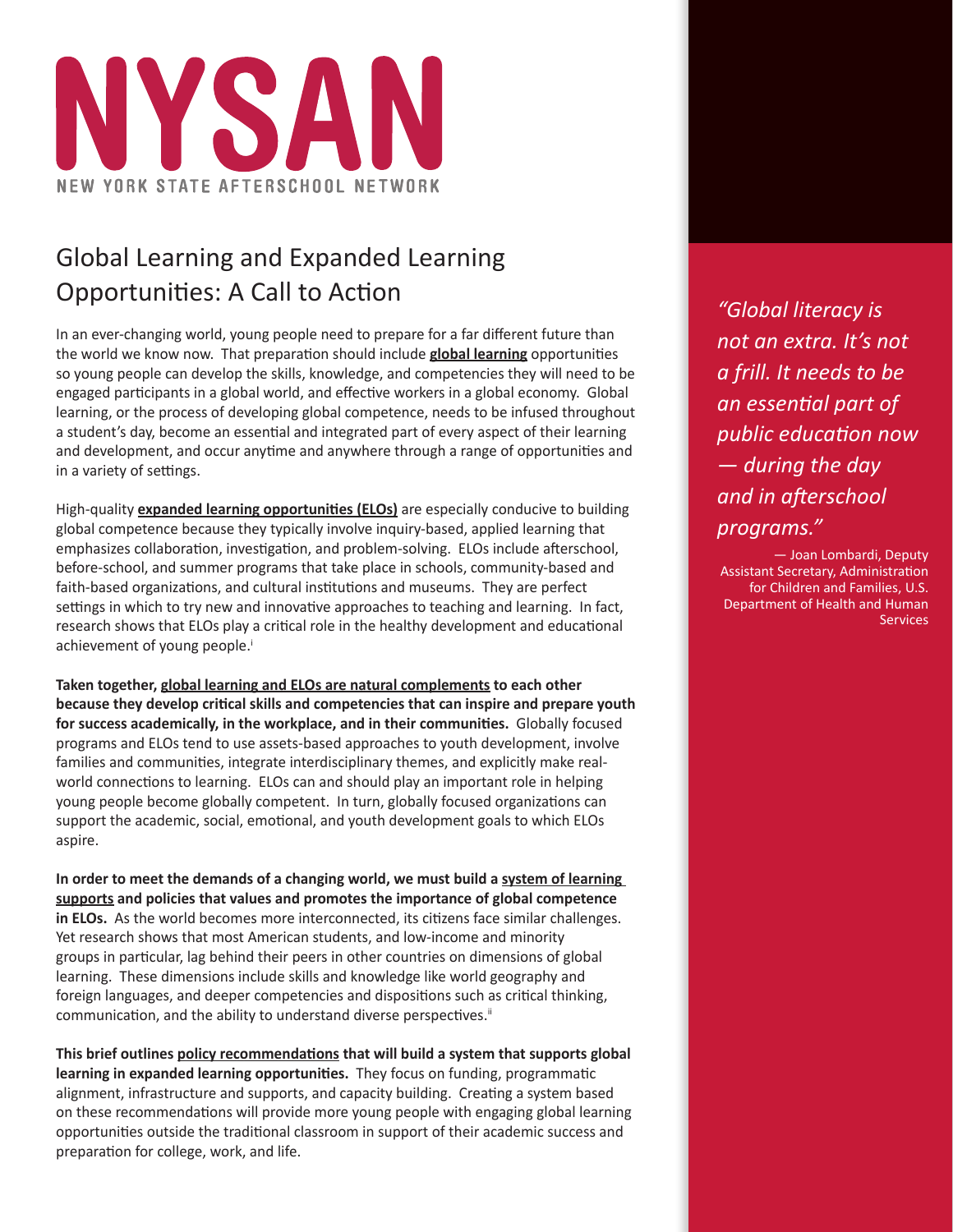# NYSAN

NEW YORK STATE AFTERSCHOOL NETWORK

## Global Learning and Expanded Learning Opportunities: A Call to Action

In an ever-changing world, young people need to prepare for a far different future than the world we know now. That preparation should include **global learning** opportunities so young people can develop the skills, knowledge, and competencies they will need to be engaged participants in a global world, and effective workers in a global economy. Global learning, or the process of developing global competence, needs to be infused throughout a student's day, become an essential and integrated part of every aspect of their learning and development, and occur anytime and anywhere through a range of opportunities and in a variety of settings.

High-quality **expanded learning opportunities (ELOs)** are especially conducive to building global competence because they typically involve inquiry-based, applied learning that emphasizes collaboration, investigation, and problem-solving. ELOs include afterschool, before-school, and summer programs that take place in schools, community-based and faith-based organizations, and cultural institutions and museums. They are perfect settings in which to try new and innovative approaches to teaching and learning. In fact, research shows that ELOs play a critical role in the healthy development and educational achievement of young people.[i]

**Taken together, global learning and ELOs are natural complements to each other because they develop critical skills and competencies that can inspire and prepare youth for success academically, in the workplace, and in their communities.** Globally focused programs and ELOs tend to use assets-based approaches to youth development, involve families and communities, integrate interdisciplinary themes, and explicitly make real-world connections to learning. ELOs can and should play an important role in helping young people become globally competent. In turn, globally focused organizations can support the academic, social, emotional, and youth development goals to which ELOs aspire.

**In order to meet the demands of a changing world, we must build a system of learning supports and policies that values and promotes the importance of global competence in ELOs.** As the world becomes more interconnected, its citizens face similar challenges. Yet research shows that most American students, and low-income and minority groups in particular, lag behind their peers in other countries on dimensions of global learning. These dimensions include skills and knowledge like world geography and foreign languages, and deeper competencies and dispositions such as critical thinking, communication, and the ability to understand diverse perspectives.[ii]

**This brief outlines policy recommendations that will build a system that supports global learning in expanded learning opportunities.** They focus on funding, programmatic alignment, infrastructure and supports, and capacity building. Creating a system based on these recommendations will provide more young people with engaging global learning opportunities outside the traditional classroom in support of their academic success and preparation for college, work, and life.

> *"Global literacy is not an extra. It's not a frill. It needs to be an essential part of public education now — during the day and in afterschool programs."*
>
> — Joan Lombardi, Deputy Assistant Secretary, Administration for Children and Families, U.S. Department of Health and Human Services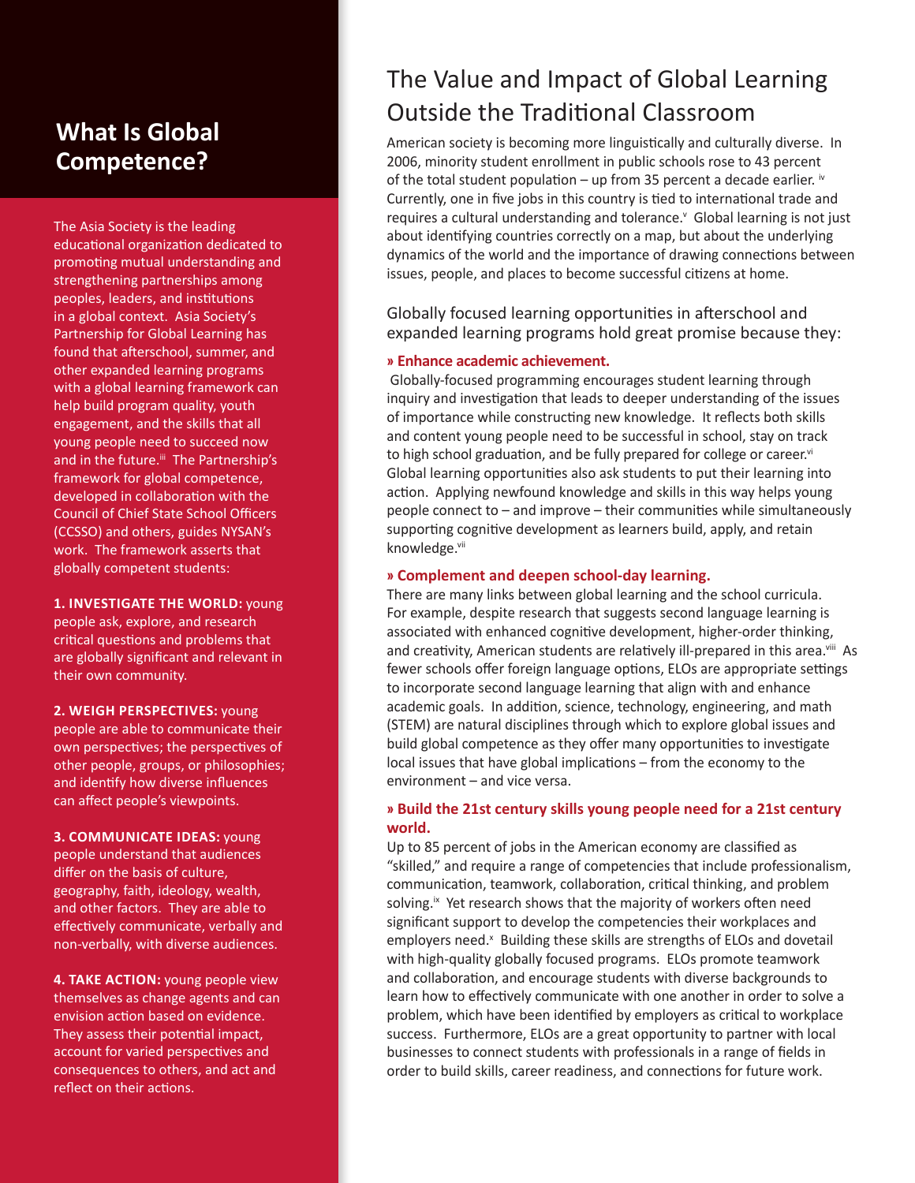## What Is Global Competence?

The Asia Society is the leading educational organization dedicated to promoting mutual understanding and strengthening partnerships among peoples, leaders, and institutions in a global context. Asia Society's Partnership for Global Learning has found that afterschool, summer, and other expanded learning programs with a global learning framework can help build program quality, youth engagement, and the skills that all young people need to succeed now and in the future.[iii] The Partnership's framework for global competence, developed in collaboration with the Council of Chief State School Officers (CCSSO) and others, guides NYSAN's work. The framework asserts that globally competent students:

**1. INVESTIGATE THE WORLD:** young people ask, explore, and research critical questions and problems that are globally significant and relevant in their own community.

**2. WEIGH PERSPECTIVES:** young people are able to communicate their own perspectives; the perspectives of other people, groups, or philosophies; and identify how diverse influences can affect people's viewpoints.

**3. COMMUNICATE IDEAS:** young people understand that audiences differ on the basis of culture, geography, faith, ideology, wealth, and other factors. They are able to effectively communicate, verbally and non-verbally, with diverse audiences.

**4. TAKE ACTION:** young people view themselves as change agents and can envision action based on evidence. They assess their potential impact, account for varied perspectives and consequences to others, and act and reflect on their actions.

# The Value and Impact of Global Learning Outside the Traditional Classroom

American society is becoming more linguistically and culturally diverse. In 2006, minority student enrollment in public schools rose to 43 percent of the total student population – up from 35 percent a decade earlier.[iv] Currently, one in five jobs in this country is tied to international trade and requires a cultural understanding and tolerance.[v] Global learning is not just about identifying countries correctly on a map, but about the underlying dynamics of the world and the importance of drawing connections between issues, people, and places to become successful citizens at home.

Globally focused learning opportunities in afterschool and expanded learning programs hold great promise because they:

**» Enhance academic achievement.**

Globally-focused programming encourages student learning through inquiry and investigation that leads to deeper understanding of the issues of importance while constructing new knowledge. It reflects both skills and content young people need to be successful in school, stay on track to high school graduation, and be fully prepared for college or career.[vi] Global learning opportunities also ask students to put their learning into action. Applying newfound knowledge and skills in this way helps young people connect to – and improve – their communities while simultaneously supporting cognitive development as learners build, apply, and retain knowledge.[vii]

**» Complement and deepen school-day learning.**

There are many links between global learning and the school curricula. For example, despite research that suggests second language learning is associated with enhanced cognitive development, higher-order thinking, and creativity, American students are relatively ill-prepared in this area.[viii] As fewer schools offer foreign language options, ELOs are appropriate settings to incorporate second language learning that align with and enhance academic goals. In addition, science, technology, engineering, and math (STEM) are natural disciplines through which to explore global issues and build global competence as they offer many opportunities to investigate local issues that have global implications – from the economy to the environment – and vice versa.

**» Build the 21st century skills young people need for a 21st century world.**

Up to 85 percent of jobs in the American economy are classified as "skilled," and require a range of competencies that include professionalism, communication, teamwork, collaboration, critical thinking, and problem solving.[ix] Yet research shows that the majority of workers often need significant support to develop the competencies their workplaces and employers need.[x] Building these skills are strengths of ELOs and dovetail with high-quality globally focused programs. ELOs promote teamwork and collaboration, and encourage students with diverse backgrounds to learn how to effectively communicate with one another in order to solve a problem, which have been identified by employers as critical to workplace success. Furthermore, ELOs are a great opportunity to partner with local businesses to connect students with professionals in a range of fields in order to build skills, career readiness, and connections for future work.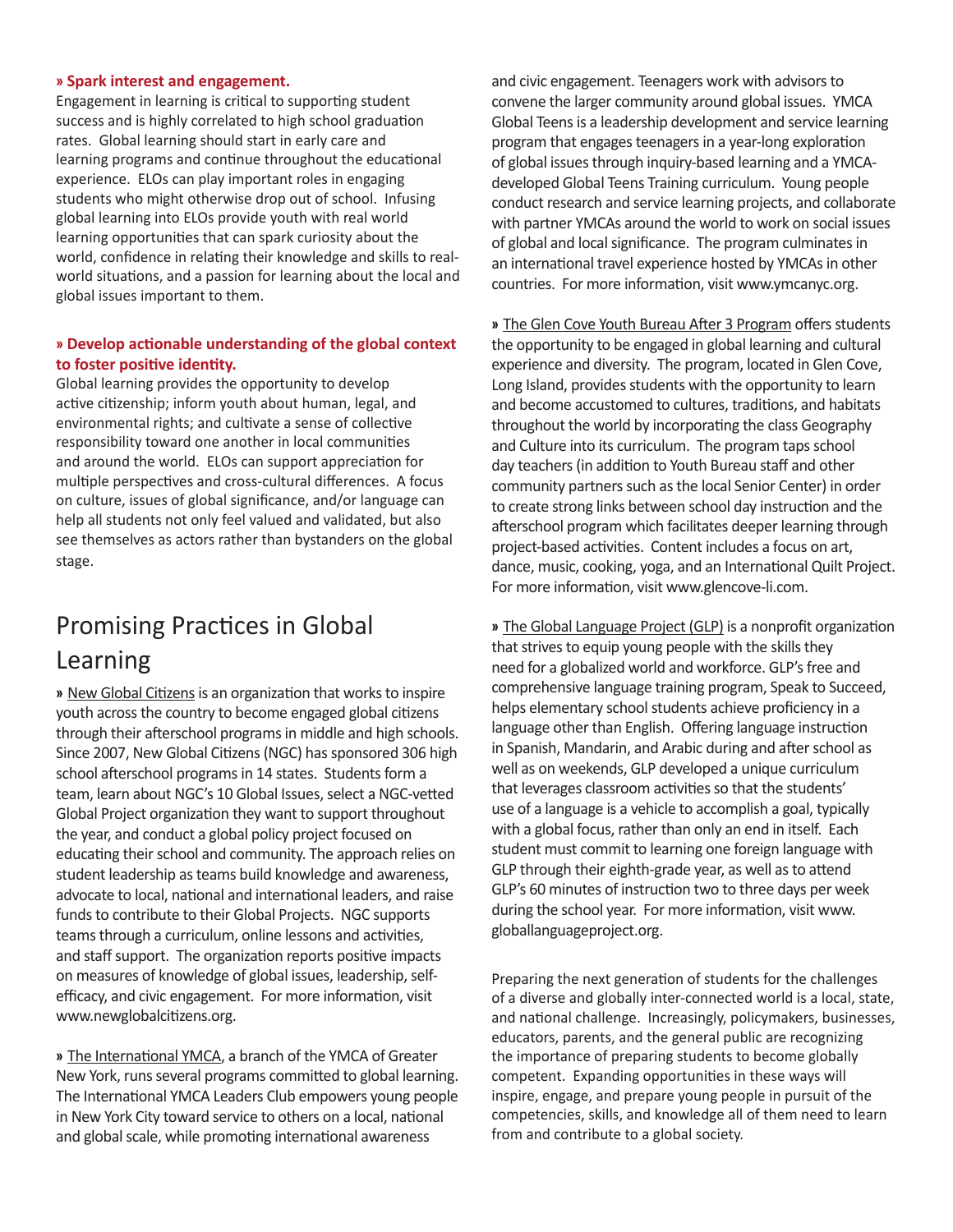**» Spark interest and engagement.**

Engagement in learning is critical to supporting student success and is highly correlated to high school graduation rates. Global learning should start in early care and learning programs and continue throughout the educational experience. ELOs can play important roles in engaging students who might otherwise drop out of school. Infusing global learning into ELOs provide youth with real world learning opportunities that can spark curiosity about the world, confidence in relating their knowledge and skills to real-world situations, and a passion for learning about the local and global issues important to them.

**» Develop actionable understanding of the global context to foster positive identity.**

Global learning provides the opportunity to develop active citizenship; inform youth about human, legal, and environmental rights; and cultivate a sense of collective responsibility toward one another in local communities and around the world. ELOs can support appreciation for multiple perspectives and cross-cultural differences. A focus on culture, issues of global significance, and/or language can help all students not only feel valued and validated, but also see themselves as actors rather than bystanders on the global stage.

## Promising Practices in Global Learning

**»** New Global Citizens is an organization that works to inspire youth across the country to become engaged global citizens through their afterschool programs in middle and high schools. Since 2007, New Global Citizens (NGC) has sponsored 306 high school afterschool programs in 14 states. Students form a team, learn about NGC's 10 Global Issues, select a NGC-vetted Global Project organization they want to support throughout the year, and conduct a global policy project focused on educating their school and community. The approach relies on student leadership as teams build knowledge and awareness, advocate to local, national and international leaders, and raise funds to contribute to their Global Projects. NGC supports teams through a curriculum, online lessons and activities, and staff support. The organization reports positive impacts on measures of knowledge of global issues, leadership, self-efficacy, and civic engagement. For more information, visit www.newglobalcitizens.org.

**»** The International YMCA, a branch of the YMCA of Greater New York, runs several programs committed to global learning. The International YMCA Leaders Club empowers young people in New York City toward service to others on a local, national and global scale, while promoting international awareness and civic engagement. Teenagers work with advisors to convene the larger community around global issues. YMCA Global Teens is a leadership development and service learning program that engages teenagers in a year-long exploration of global issues through inquiry-based learning and a YMCA-developed Global Teens Training curriculum. Young people conduct research and service learning projects, and collaborate with partner YMCAs around the world to work on social issues of global and local significance. The program culminates in an international travel experience hosted by YMCAs in other countries. For more information, visit www.ymcanyc.org.

**»** The Glen Cove Youth Bureau After 3 Program offers students the opportunity to be engaged in global learning and cultural experience and diversity. The program, located in Glen Cove, Long Island, provides students with the opportunity to learn and become accustomed to cultures, traditions, and habitats throughout the world by incorporating the class Geography and Culture into its curriculum. The program taps school day teachers (in addition to Youth Bureau staff and other community partners such as the local Senior Center) in order to create strong links between school day instruction and the afterschool program which facilitates deeper learning through project-based activities. Content includes a focus on art, dance, music, cooking, yoga, and an International Quilt Project. For more information, visit www.glencove-li.com.

**»** The Global Language Project (GLP) is a nonprofit organization that strives to equip young people with the skills they need for a globalized world and workforce. GLP's free and comprehensive language training program, Speak to Succeed, helps elementary school students achieve proficiency in a language other than English. Offering language instruction in Spanish, Mandarin, and Arabic during and after school as well as on weekends, GLP developed a unique curriculum that leverages classroom activities so that the students' use of a language is a vehicle to accomplish a goal, typically with a global focus, rather than only an end in itself. Each student must commit to learning one foreign language with GLP through their eighth-grade year, as well as to attend GLP's 60 minutes of instruction two to three days per week during the school year. For more information, visit www.globallanguageproject.org.

Preparing the next generation of students for the challenges of a diverse and globally inter-connected world is a local, state, and national challenge. Increasingly, policymakers, businesses, educators, parents, and the general public are recognizing the importance of preparing students to become globally competent. Expanding opportunities in these ways will inspire, engage, and prepare young people in pursuit of the competencies, skills, and knowledge all of them need to learn from and contribute to a global society.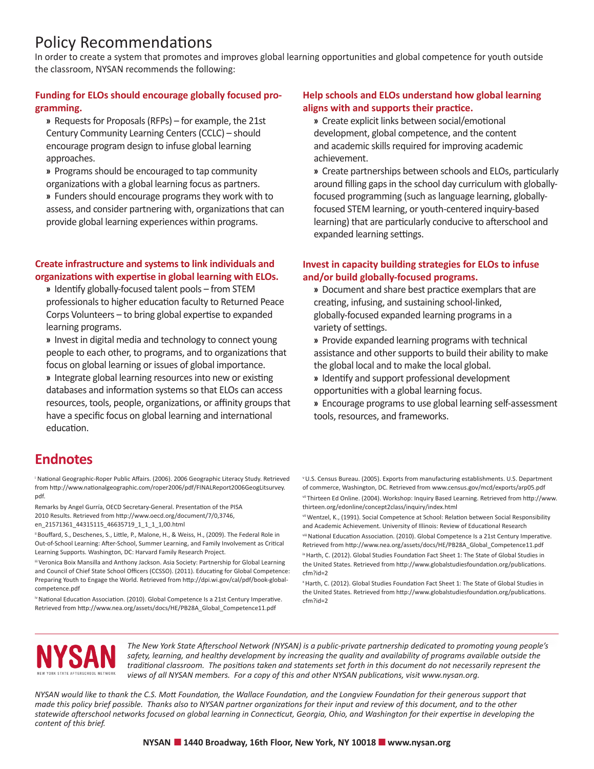# Policy Recommendations

In order to create a system that promotes and improves global learning opportunities and global competence for youth outside the classroom, NYSAN recommends the following:

### Funding for ELOs should encourage globally focused programming.

» Requests for Proposals (RFPs) – for example, the 21st Century Community Learning Centers (CCLC) – should encourage program design to infuse global learning approaches.

» Programs should be encouraged to tap community organizations with a global learning focus as partners.

» Funders should encourage programs they work with to assess, and consider partnering with, organizations that can provide global learning experiences within programs.

### Create infrastructure and systems to link individuals and organizations with expertise in global learning with ELOs.

» Identify globally-focused talent pools – from STEM professionals to higher education faculty to Returned Peace Corps Volunteers – to bring global expertise to expanded learning programs.

» Invest in digital media and technology to connect young people to each other, to programs, and to organizations that focus on global learning or issues of global importance.

» Integrate global learning resources into new or existing databases and information systems so that ELOs can access resources, tools, people, organizations, or affinity groups that have a specific focus on global learning and international education.

### Help schools and ELOs understand how global learning aligns with and supports their practice.

» Create explicit links between social/emotional development, global competence, and the content and academic skills required for improving academic achievement.

» Create partnerships between schools and ELOs, particularly around filling gaps in the school day curriculum with globally-focused programming (such as language learning, globally-focused STEM learning, or youth-centered inquiry-based learning) that are particularly conducive to afterschool and expanded learning settings.

### Invest in capacity building strategies for ELOs to infuse and/or build globally-focused programs.

» Document and share best practice exemplars that are creating, infusing, and sustaining school-linked, globally-focused expanded learning programs in a variety of settings.

» Provide expanded learning programs with technical assistance and other supports to build their ability to make the global local and to make the local global.

» Identify and support professional development opportunities with a global learning focus.

» Encourage programs to use global learning self-assessment tools, resources, and frameworks.

## Endnotes

[i] National Geographic-Roper Public Affairs. (2006). 2006 Geographic Literacy Study. Retrieved from http://www.nationalgeographic.com/roper2006/pdf/FINALReport2006GeogLitsurvey.pdf.

Remarks by Angel Gurría, OECD Secretary-General. Presentation of the PISA 2010 Results. Retrieved from http://www.oecd.org/document/7/0,3746,en_21571361_44315115_46635719_1_1_1_1,00.html

[ii] Bouffard, S., Deschenes, S., Little, P., Malone, H., & Weiss, H., (2009). The Federal Role in Out-of-School Learning: After-School, Summer Learning, and Family Involvement as Critical Learning Supports. Washington, DC: Harvard Family Research Project.

[iii] Veronica Boix Mansilla and Anthony Jackson. Asia Society: Partnership for Global Learning and Council of Chief State School Officers (CCSSO). (2011). Educating for Global Competence: Preparing Youth to Engage the World. Retrieved from http://dpi.wi.gov/cal/pdf/book-global-competence.pdf

[iv] National Education Association. (2010). Global Competence Is a 21st Century Imperative. Retrieved from http://www.nea.org/assets/docs/HE/PB28A_Global_Competence11.pdf

[v] U.S. Census Bureau. (2005). Exports from manufacturing establishments. U.S. Department of commerce, Washington, DC. Retrieved from www.census.gov/mcd/exports/arp05.pdf

[vi] Thirteen Ed Online. (2004). Workshop: Inquiry Based Learning. Retrieved from http://www.thirteen.org/edonline/concept2class/inquiry/index.html

[vii] Wentzel, K., (1991). Social Competence at School: Relation between Social Responsibility and Academic Achievement. University of Illinois: Review of Educational Research

[viii] National Education Association. (2010). Global Competence Is a 21st Century Imperative. Retrieved from http://www.nea.org/assets/docs/HE/PB28A_Global_Competence11.pdf

[ix] Harth, C. (2012). Global Studies Foundation Fact Sheet 1: The State of Global Studies in the United States. Retrieved from http://www.globalstudiesfoundation.org/publications.cfm?id=2

[x] Harth, C. (2012). Global Studies Foundation Fact Sheet 1: The State of Global Studies in the United States. Retrieved from http://www.globalstudiesfoundation.org/publications.cfm?id=2

NYSAN
NEW YORK STATE AFTERSCHOOL NETWORK

*The New York State Afterschool Network (NYSAN) is a public-private partnership dedicated to promoting young people's safety, learning, and healthy development by increasing the quality and availability of programs available outside the traditional classroom. The positions taken and statements set forth in this document do not necessarily represent the views of all NYSAN members. For a copy of this and other NYSAN publications, visit www.nysan.org.*

*NYSAN would like to thank the C.S. Mott Foundation, the Wallace Foundation, and the Longview Foundation for their generous support that made this policy brief possible. Thanks also to NYSAN partner organizations for their input and review of this document, and to the other statewide afterschool networks focused on global learning in Connecticut, Georgia, Ohio, and Washington for their expertise in developing the content of this brief.*

**NYSAN ■ 1440 Broadway, 16th Floor, New York, NY 10018 ■ www.nysan.org**